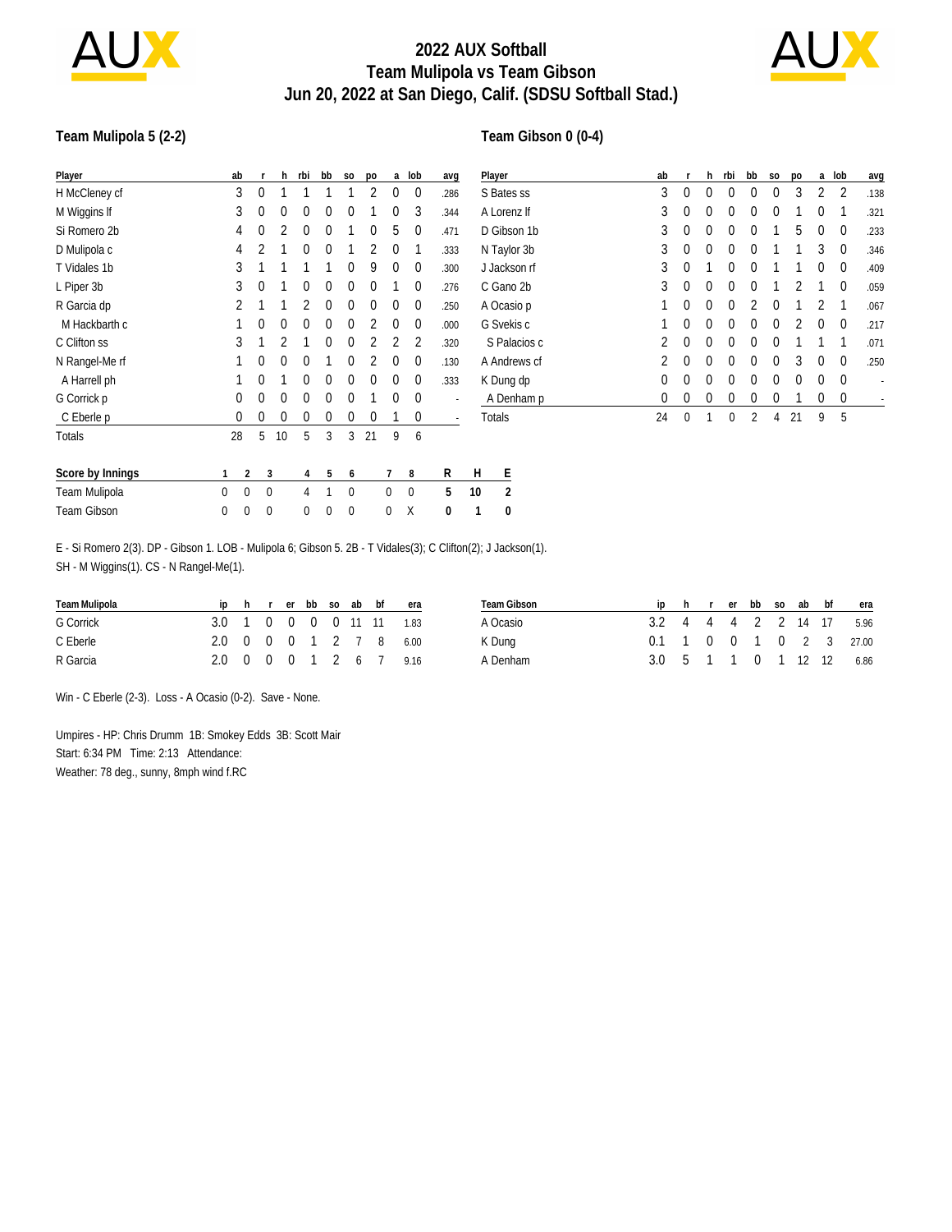# 2022 AUX Softball
## Team Mulipola vs Team Gibson
## Jun 20, 2022 at San Diego, Calif. (SDSU Softball Stad.)

### Team Mulipola 5 (2-2)

| Player | ab | r | h | rbi | bb | so | po | a | lob | avg |
|---|---|---|---|---|---|---|---|---|---|---|
| H McCleney cf | 3 | 0 | 1 | 1 | 1 | 1 | 2 | 0 | 0 | .286 |
| M Wiggins lf | 3 | 0 | 0 | 0 | 0 | 0 | 1 | 0 | 3 | .344 |
| Si Romero 2b | 4 | 0 | 2 | 0 | 0 | 1 | 0 | 5 | 0 | .471 |
| D Mulipola c | 4 | 2 | 1 | 0 | 0 | 1 | 2 | 0 | 1 | .333 |
| T Vidales 1b | 3 | 1 | 1 | 1 | 1 | 0 | 9 | 0 | 0 | .300 |
| L Piper 3b | 3 | 0 | 1 | 0 | 0 | 0 | 0 | 1 | 0 | .276 |
| R Garcia dp | 2 | 1 | 1 | 2 | 0 | 0 | 0 | 0 | 0 | .250 |
| M Hackbarth c | 1 | 0 | 0 | 0 | 0 | 0 | 2 | 0 | 0 | .000 |
| C Clifton ss | 3 | 1 | 2 | 1 | 0 | 0 | 2 | 2 | 2 | .320 |
| N Rangel-Me rf | 1 | 0 | 0 | 0 | 1 | 0 | 2 | 0 | 0 | .130 |
| A Harrell ph | 1 | 0 | 1 | 0 | 0 | 0 | 0 | 0 | 0 | .333 |
| G Corrick p | 0 | 0 | 0 | 0 | 0 | 0 | 1 | 0 | 0 | - |
| C Eberle p | 0 | 0 | 0 | 0 | 0 | 0 | 0 | 1 | 0 | - |
| Totals | 28 | 5 | 10 | 5 | 3 | 3 | 21 | 9 | 6 | |

### Team Gibson 0 (0-4)

| Player | ab | r | h | rbi | bb | so | po | a | lob | avg |
|---|---|---|---|---|---|---|---|---|---|---|
| S Bates ss | 3 | 0 | 0 | 0 | 0 | 0 | 3 | 2 | 2 | .138 |
| A Lorenz lf | 3 | 0 | 0 | 0 | 0 | 0 | 1 | 0 | 1 | .321 |
| D Gibson 1b | 3 | 0 | 0 | 0 | 0 | 1 | 5 | 0 | 0 | .233 |
| N Taylor 3b | 3 | 0 | 0 | 0 | 0 | 1 | 1 | 3 | 0 | .346 |
| J Jackson rf | 3 | 0 | 1 | 0 | 0 | 1 | 1 | 0 | 0 | .409 |
| C Gano 2b | 3 | 0 | 0 | 0 | 0 | 1 | 2 | 1 | 0 | .059 |
| A Ocasio p | 1 | 0 | 0 | 0 | 2 | 0 | 1 | 2 | 1 | .067 |
| G Svekis c | 1 | 0 | 0 | 0 | 0 | 0 | 2 | 0 | 0 | .217 |
| S Palacios c | 2 | 0 | 0 | 0 | 0 | 0 | 1 | 1 | 1 | .071 |
| A Andrews cf | 2 | 0 | 0 | 0 | 0 | 0 | 3 | 0 | 0 | .250 |
| K Dung dp | 0 | 0 | 0 | 0 | 0 | 0 | 0 | 0 | 0 | - |
| A Denham p | 0 | 0 | 0 | 0 | 0 | 0 | 1 | 0 | 0 | - |
| Totals | 24 | 0 | 1 | 0 | 2 | 4 | 21 | 9 | 5 | |

| Score by Innings | 1 | 2 | 3 | 4 | 5 | 6 | 7 | 8 | R | H | E |
|---|---|---|---|---|---|---|---|---|---|---|---|
| Team Mulipola | 0 | 0 | 0 | 4 | 1 | 0 | 0 | 0 | 5 | 10 | 2 |
| Team Gibson | 0 | 0 | 0 | 0 | 0 | 0 | 0 | X | 0 | 1 | 0 |

E - Si Romero 2(3). DP - Gibson 1. LOB - Mulipola 6; Gibson 5. 2B - T Vidales(3); C Clifton(2); J Jackson(1).
SH - M Wiggins(1). CS - N Rangel-Me(1).

| Team Mulipola | ip | h | r | er | bb | so | ab | bf | era |
|---|---|---|---|---|---|---|---|---|---|
| G Corrick | 3.0 | 1 | 0 | 0 | 0 | 0 | 11 | 11 | 1.83 |
| C Eberle | 2.0 | 0 | 0 | 0 | 1 | 2 | 7 | 8 | 6.00 |
| R Garcia | 2.0 | 0 | 0 | 0 | 1 | 2 | 6 | 7 | 9.16 |

| Team Gibson | ip | h | r | er | bb | so | ab | bf | era |
|---|---|---|---|---|---|---|---|---|---|
| A Ocasio | 3.2 | 4 | 4 | 4 | 2 | 2 | 14 | 17 | 5.96 |
| K Dung | 0.1 | 1 | 0 | 0 | 1 | 0 | 2 | 3 | 27.00 |
| A Denham | 3.0 | 5 | 1 | 1 | 0 | 1 | 12 | 12 | 6.86 |

Win - C Eberle (2-3). Loss - A Ocasio (0-2). Save - None.

Umpires - HP: Chris Drumm 1B: Smokey Edds 3B: Scott Mair
Start: 6:34 PM Time: 2:13 Attendance:
Weather: 78 deg., sunny, 8mph wind f.RC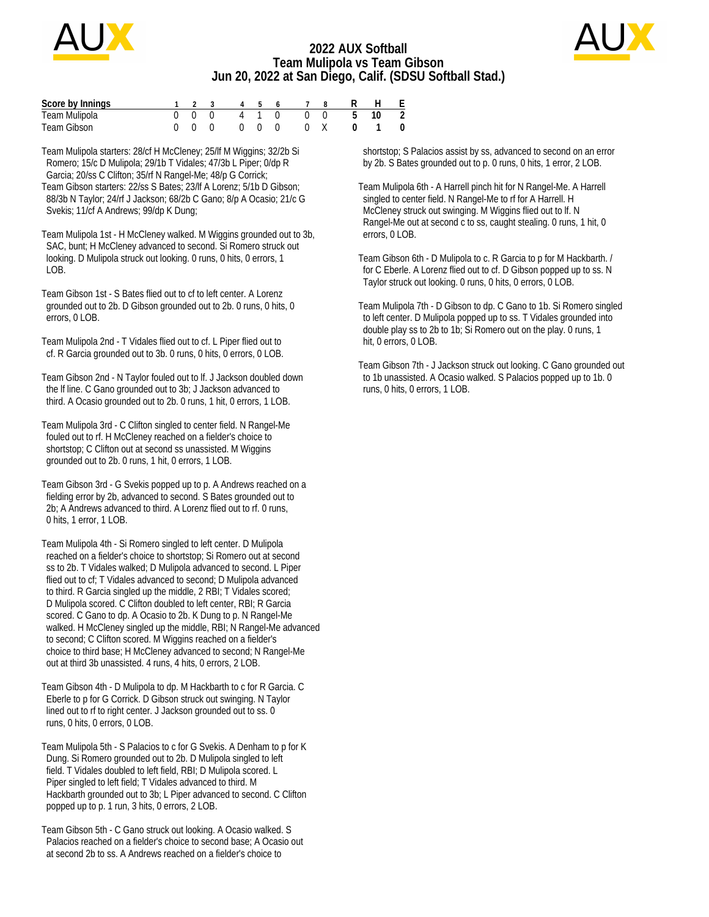# 2022 AUX Softball
## Team Mulipola vs Team Gibson
## Jun 20, 2022 at San Diego, Calif. (SDSU Softball Stad.)

| Score by Innings | 1 | 2 | 3 | 4 | 5 | 6 | 7 | 8 | R | H | E |
|---|---|---|---|---|---|---|---|---|---|---|---|
| Team Mulipola | 0 | 0 | 0 | 4 | 1 | 0 | 0 | 0 | 5 | 10 | 2 |
| Team Gibson | 0 | 0 | 0 | 0 | 0 | 0 | 0 | X | 0 | 1 | 0 |

Team Mulipola starters: 28/cf H McCleney; 25/lf M Wiggins; 32/2b Si Romero; 15/c D Mulipola; 29/1b T Vidales; 47/3b L Piper; 0/dp R Garcia; 20/ss C Clifton; 35/rf N Rangel-Me; 48/p G Corrick;

Team Gibson starters: 22/ss S Bates; 23/lf A Lorenz; 5/1b D Gibson; 88/3b N Taylor; 24/rf J Jackson; 68/2b C Gano; 8/p A Ocasio; 21/c G Svekis; 11/cf A Andrews; 99/dp K Dung;

Team Mulipola 1st - H McCleney walked. M Wiggins grounded out to 3b, SAC, bunt; H McCleney advanced to second. Si Romero struck out looking. D Mulipola struck out looking. 0 runs, 0 hits, 0 errors, 1 LOB.

Team Gibson 1st - S Bates flied out to cf to left center. A Lorenz grounded out to 2b. D Gibson grounded out to 2b. 0 runs, 0 hits, 0 errors, 0 LOB.

Team Mulipola 2nd - T Vidales flied out to cf. L Piper flied out to cf. R Garcia grounded out to 3b. 0 runs, 0 hits, 0 errors, 0 LOB.

Team Gibson 2nd - N Taylor fouled out to lf. J Jackson doubled down the lf line. C Gano grounded out to 3b; J Jackson advanced to third. A Ocasio grounded out to 2b. 0 runs, 1 hit, 0 errors, 1 LOB.

Team Mulipola 3rd - C Clifton singled to center field. N Rangel-Me fouled out to rf. H McCleney reached on a fielder's choice to shortstop; C Clifton out at second ss unassisted. M Wiggins grounded out to 2b. 0 runs, 1 hit, 0 errors, 1 LOB.

Team Gibson 3rd - G Svekis popped up to p. A Andrews reached on a fielding error by 2b, advanced to second. S Bates grounded out to 2b; A Andrews advanced to third. A Lorenz flied out to rf. 0 runs, 0 hits, 1 error, 1 LOB.

Team Mulipola 4th - Si Romero singled to left center. D Mulipola reached on a fielder's choice to shortstop; Si Romero out at second ss to 2b. T Vidales walked; D Mulipola advanced to second. L Piper flied out to cf; T Vidales advanced to second; D Mulipola advanced to third. R Garcia singled up the middle, 2 RBI; T Vidales scored; D Mulipola scored. C Clifton doubled to left center, RBI; R Garcia scored. C Gano to dp. A Ocasio to 2b. K Dung to p. N Rangel-Me walked. H McCleney singled up the middle, RBI; N Rangel-Me advanced to second; C Clifton scored. M Wiggins reached on a fielder's choice to third base; H McCleney advanced to second; N Rangel-Me out at third 3b unassisted. 4 runs, 4 hits, 0 errors, 2 LOB.

Team Gibson 4th - D Mulipola to dp. M Hackbarth to c for R Garcia. C Eberle to p for G Corrick. D Gibson struck out swinging. N Taylor lined out to rf to right center. J Jackson grounded out to ss. 0 runs, 0 hits, 0 errors, 0 LOB.

Team Mulipola 5th - S Palacios to c for G Svekis. A Denham to p for K Dung. Si Romero grounded out to 2b. D Mulipola singled to left field. T Vidales doubled to left field, RBI; D Mulipola scored. L Piper singled to left field; T Vidales advanced to third. M Hackbarth grounded out to 3b; L Piper advanced to second. C Clifton popped up to p. 1 run, 3 hits, 0 errors, 2 LOB.

Team Gibson 5th - C Gano struck out looking. A Ocasio walked. S Palacios reached on a fielder's choice to second base; A Ocasio out at second 2b to ss. A Andrews reached on a fielder's choice to shortstop; S Palacios assist by ss, advanced to second on an error by 2b. S Bates grounded out to p. 0 runs, 0 hits, 1 error, 2 LOB.

Team Mulipola 6th - A Harrell pinch hit for N Rangel-Me. A Harrell singled to center field. N Rangel-Me to rf for A Harrell. H McCleney struck out swinging. M Wiggins flied out to lf. N Rangel-Me out at second c to ss, caught stealing. 0 runs, 1 hit, 0 errors, 0 LOB.

Team Gibson 6th - D Mulipola to c. R Garcia to p for M Hackbarth. / for C Eberle. A Lorenz flied out to cf. D Gibson popped up to ss. N Taylor struck out looking. 0 runs, 0 hits, 0 errors, 0 LOB.

Team Mulipola 7th - D Gibson to dp. C Gano to 1b. Si Romero singled to left center. D Mulipola popped up to ss. T Vidales grounded into double play ss to 2b to 1b; Si Romero out on the play. 0 runs, 1 hit, 0 errors, 0 LOB.

Team Gibson 7th - J Jackson struck out looking. C Gano grounded out to 1b unassisted. A Ocasio walked. S Palacios popped up to 1b. 0 runs, 0 hits, 0 errors, 1 LOB.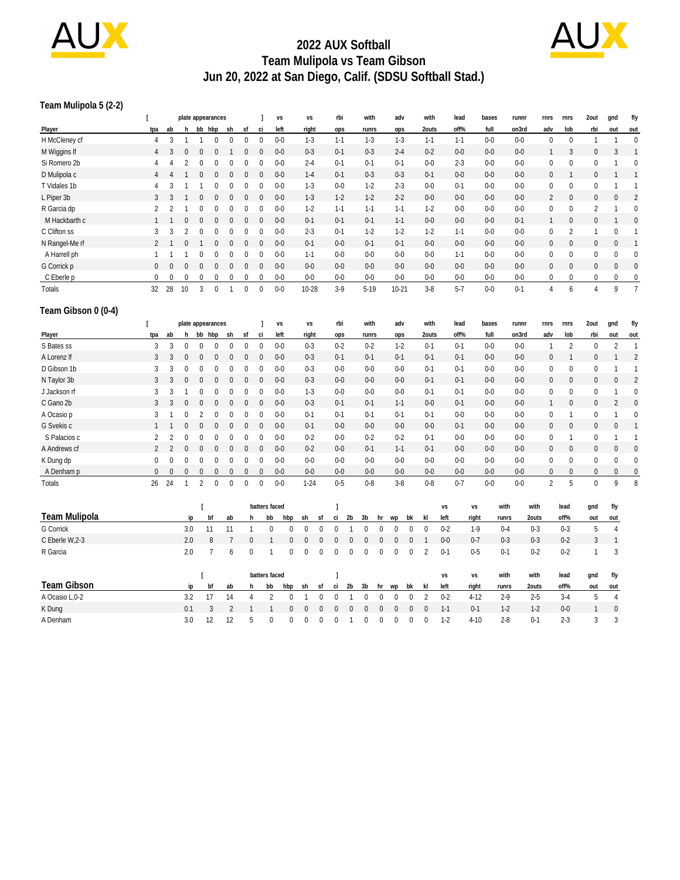# 2022 AUX Softball
# Team Mulipola vs Team Gibson
# Jun 20, 2022 at San Diego, Calif. (SDSU Softball Stad.)

## Team Mulipola 5 (2-2)

| | [ | | plate appearances | | | | | ] | vs | vs | rbi | with | adv | with | lead | bases | runnr | rnrs | rnrs | 2out | gnd | fly |
|---|---|---|---|---|---|---|---|---|---|---|---|---|---|---|---|---|---|---|---|---|---|---|
| Player | tpa | ab | h | bb | hbp | sh | sf | ci | left | right | ops | runrs | ops | 2outs | off% | full | on3rd | adv | lob | rbi | out | out |
| H McCleney cf | 4 | 3 | 1 | 1 | 0 | 0 | 0 | 0 | 0-0 | 1-3 | 1-1 | 1-3 | 1-3 | 1-1 | 1-1 | 0-0 | 0-0 | 0 | 0 | 1 | 1 | 0 |
| M Wiggins lf | 4 | 3 | 0 | 0 | 0 | 1 | 0 | 0 | 0-0 | 0-3 | 0-1 | 0-3 | 2-4 | 0-2 | 0-0 | 0-0 | 0-0 | 1 | 3 | 0 | 3 | 1 |
| Si Romero 2b | 4 | 4 | 2 | 0 | 0 | 0 | 0 | 0 | 0-0 | 2-4 | 0-1 | 0-1 | 0-1 | 0-0 | 2-3 | 0-0 | 0-0 | 0 | 0 | 0 | 1 | 0 |
| D Mulipola c | 4 | 4 | 1 | 0 | 0 | 0 | 0 | 0 | 0-0 | 1-4 | 0-1 | 0-3 | 0-3 | 0-1 | 0-0 | 0-0 | 0-0 | 0 | 1 | 0 | 1 | 1 |
| T Vidales 1b | 4 | 3 | 1 | 1 | 0 | 0 | 0 | 0 | 0-0 | 1-3 | 0-0 | 1-2 | 2-3 | 0-0 | 0-1 | 0-0 | 0-0 | 0 | 0 | 0 | 1 | 1 |
| L Piper 3b | 3 | 3 | 1 | 0 | 0 | 0 | 0 | 0 | 0-0 | 1-3 | 1-2 | 1-2 | 2-2 | 0-0 | 0-0 | 0-0 | 0-0 | 2 | 0 | 0 | 0 | 2 |
| R Garcia dp | 2 | 2 | 1 | 0 | 0 | 0 | 0 | 0 | 0-0 | 1-2 | 1-1 | 1-1 | 1-1 | 1-2 | 0-0 | 0-0 | 0-0 | 0 | 0 | 2 | 1 | 0 |
| M Hackbarth c | 1 | 1 | 0 | 0 | 0 | 0 | 0 | 0 | 0-0 | 0-1 | 0-1 | 0-1 | 1-1 | 0-0 | 0-0 | 0-0 | 0-1 | 1 | 0 | 0 | 1 | 0 |
| C Clifton ss | 3 | 3 | 2 | 0 | 0 | 0 | 0 | 0 | 0-0 | 2-3 | 0-1 | 1-2 | 1-2 | 1-2 | 1-1 | 0-0 | 0-0 | 0 | 2 | 1 | 0 | 1 |
| N Rangel-Me rf | 2 | 1 | 0 | 1 | 0 | 0 | 0 | 0 | 0-0 | 0-1 | 0-0 | 0-1 | 0-1 | 0-0 | 0-0 | 0-0 | 0-0 | 0 | 0 | 0 | 0 | 1 |
| A Harrell ph | 1 | 1 | 1 | 0 | 0 | 0 | 0 | 0 | 0-0 | 1-1 | 0-0 | 0-0 | 0-0 | 0-0 | 1-1 | 0-0 | 0-0 | 0 | 0 | 0 | 0 | 0 |
| G Corrick p | 0 | 0 | 0 | 0 | 0 | 0 | 0 | 0 | 0-0 | 0-0 | 0-0 | 0-0 | 0-0 | 0-0 | 0-0 | 0-0 | 0-0 | 0 | 0 | 0 | 0 | 0 |
| C Eberle p | 0 | 0 | 0 | 0 | 0 | 0 | 0 | 0 | 0-0 | 0-0 | 0-0 | 0-0 | 0-0 | 0-0 | 0-0 | 0-0 | 0-0 | 0 | 0 | 0 | 0 | 0 |
| Totals | 32 | 28 | 10 | 3 | 0 | 1 | 0 | 0 | 0-0 | 10-28 | 3-9 | 5-19 | 10-21 | 3-8 | 5-7 | 0-0 | 0-1 | 4 | 6 | 4 | 9 | 7 |

## Team Gibson 0 (0-4)

| | [ | | plate appearances | | | | | ] | vs | vs | rbi | with | adv | with | lead | bases | runnr | rnrs | rnrs | 2out | gnd | fly |
|---|---|---|---|---|---|---|---|---|---|---|---|---|---|---|---|---|---|---|---|---|---|---|
| Player | tpa | ab | h | bb | hbp | sh | sf | ci | left | right | ops | runrs | ops | 2outs | off% | full | on3rd | adv | lob | rbi | out | out |
| S Bates ss | 3 | 3 | 0 | 0 | 0 | 0 | 0 | 0 | 0-0 | 0-3 | 0-2 | 0-2 | 1-2 | 0-1 | 0-1 | 0-0 | 0-0 | 1 | 2 | 0 | 2 | 1 |
| A Lorenz lf | 3 | 3 | 0 | 0 | 0 | 0 | 0 | 0 | 0-0 | 0-3 | 0-1 | 0-1 | 0-1 | 0-1 | 0-1 | 0-0 | 0-0 | 0 | 1 | 0 | 1 | 2 |
| D Gibson 1b | 3 | 3 | 0 | 0 | 0 | 0 | 0 | 0 | 0-0 | 0-3 | 0-0 | 0-0 | 0-0 | 0-1 | 0-1 | 0-0 | 0-0 | 0 | 0 | 0 | 1 | 1 |
| N Taylor 3b | 3 | 3 | 0 | 0 | 0 | 0 | 0 | 0 | 0-0 | 0-3 | 0-0 | 0-0 | 0-0 | 0-1 | 0-1 | 0-0 | 0-0 | 0 | 0 | 0 | 0 | 2 |
| J Jackson rf | 3 | 3 | 1 | 0 | 0 | 0 | 0 | 0 | 0-0 | 1-3 | 0-0 | 0-0 | 0-0 | 0-1 | 0-1 | 0-0 | 0-0 | 0 | 0 | 0 | 1 | 0 |
| C Gano 2b | 3 | 3 | 0 | 0 | 0 | 0 | 0 | 0 | 0-0 | 0-3 | 0-1 | 0-1 | 1-1 | 0-0 | 0-1 | 0-0 | 0-0 | 1 | 0 | 0 | 2 | 0 |
| A Ocasio p | 3 | 1 | 0 | 2 | 0 | 0 | 0 | 0 | 0-0 | 0-1 | 0-1 | 0-1 | 0-1 | 0-1 | 0-0 | 0-0 | 0-0 | 0 | 1 | 0 | 1 | 0 |
| G Svekis c | 1 | 1 | 0 | 0 | 0 | 0 | 0 | 0 | 0-0 | 0-1 | 0-0 | 0-0 | 0-0 | 0-0 | 0-1 | 0-0 | 0-0 | 0 | 0 | 0 | 0 | 1 |
| S Palacios c | 2 | 2 | 0 | 0 | 0 | 0 | 0 | 0 | 0-0 | 0-2 | 0-0 | 0-2 | 0-2 | 0-1 | 0-0 | 0-0 | 0-0 | 0 | 1 | 0 | 1 | 1 |
| A Andrews cf | 2 | 2 | 0 | 0 | 0 | 0 | 0 | 0 | 0-0 | 0-2 | 0-0 | 0-1 | 1-1 | 0-1 | 0-0 | 0-0 | 0-0 | 0 | 0 | 0 | 0 | 0 |
| K Dung dp | 0 | 0 | 0 | 0 | 0 | 0 | 0 | 0 | 0-0 | 0-0 | 0-0 | 0-0 | 0-0 | 0-0 | 0-0 | 0-0 | 0-0 | 0 | 0 | 0 | 0 | 0 |
| A Denham p | 0 | 0 | 0 | 0 | 0 | 0 | 0 | 0 | 0-0 | 0-0 | 0-0 | 0-0 | 0-0 | 0-0 | 0-0 | 0-0 | 0-0 | 0 | 0 | 0 | 0 | 0 |
| Totals | 26 | 24 | 1 | 2 | 0 | 0 | 0 | 0 | 0-0 | 1-24 | 0-5 | 0-8 | 3-8 | 0-8 | 0-7 | 0-0 | 0-0 | 2 | 5 | 0 | 9 | 8 |

| | | [ | | | batters faced | | | | | ] | | | | | | | vs | vs | with | with | lead | gnd | fly |
|---|---|---|---|---|---|---|---|---|---|---|---|---|---|---|---|---|---|---|---|---|---|---|---|
| Team Mulipola | ip | bf | ab | h | bb | hbp | sh | sf | ci | 2b | 3b | hr | wp | bk | kl | left | right | runrs | 2outs | off% | out | out |
| G Corrick | 3.0 | 11 | 11 | 1 | 0 | 0 | 0 | 0 | 0 | 1 | 0 | 0 | 0 | 0 | 0 | 0-2 | 1-9 | 0-4 | 0-3 | 0-3 | 5 | 4 |
| C Eberle W,2-3 | 2.0 | 8 | 7 | 0 | 1 | 0 | 0 | 0 | 0 | 0 | 0 | 0 | 0 | 0 | 1 | 0-0 | 0-7 | 0-3 | 0-3 | 0-2 | 3 | 1 |
| R Garcia | 2.0 | 7 | 6 | 0 | 1 | 0 | 0 | 0 | 0 | 0 | 0 | 0 | 0 | 0 | 2 | 0-1 | 0-5 | 0-1 | 0-2 | 0-2 | 1 | 3 |

| | | [ | | | batters faced | | | | | ] | | | | | | | vs | vs | with | with | lead | gnd | fly |
|---|---|---|---|---|---|---|---|---|---|---|---|---|---|---|---|---|---|---|---|---|---|---|
| Team Gibson | ip | bf | ab | h | bb | hbp | sh | sf | ci | 2b | 3b | hr | wp | bk | kl | left | right | runrs | 2outs | off% | out | out |
| A Ocasio L,0-2 | 3.2 | 17 | 14 | 4 | 2 | 0 | 1 | 0 | 0 | 1 | 0 | 0 | 0 | 0 | 2 | 0-2 | 4-12 | 2-9 | 2-5 | 3-4 | 5 | 4 |
| K Dung | 0.1 | 3 | 2 | 1 | 1 | 0 | 0 | 0 | 0 | 0 | 0 | 0 | 0 | 0 | 0 | 1-1 | 0-1 | 1-2 | 1-2 | 0-0 | 1 | 0 |
| A Denham | 3.0 | 12 | 12 | 5 | 0 | 0 | 0 | 0 | 0 | 1 | 0 | 0 | 0 | 0 | 0 | 1-2 | 4-10 | 2-8 | 0-1 | 2-3 | 3 | 3 |